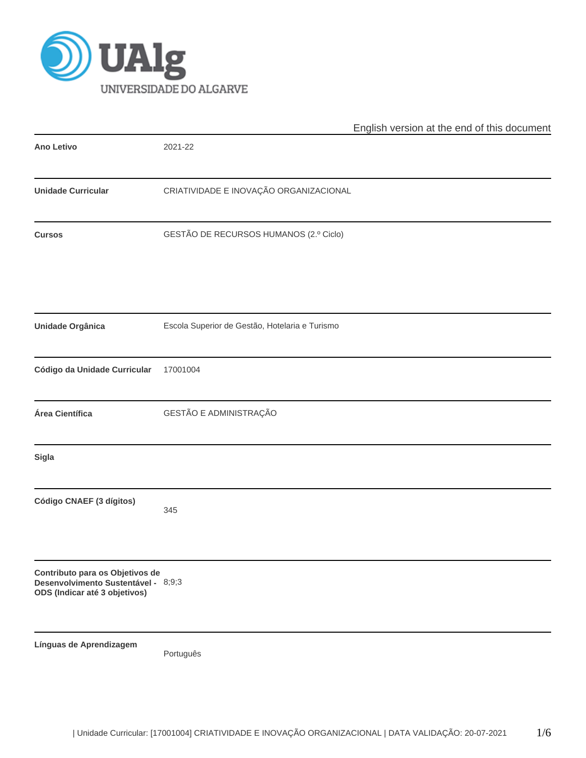UAlg UNIVERSIDADE DO ALGARVE

English version at the end of this document

| | |
|---|---|
| **Ano Letivo** | 2021-22 |
| **Unidade Curricular** | CRIATIVIDADE E INOVAÇÃO ORGANIZACIONAL |
| **Cursos** | GESTÃO DE RECURSOS HUMANOS (2.º Ciclo) |
| **Unidade Orgânica** | Escola Superior de Gestão, Hotelaria e Turismo |
| **Código da Unidade Curricular** | 17001004 |
| **Área Científica** | GESTÃO E ADMINISTRAÇÃO |
| **Sigla** | |
| **Código CNAEF (3 dígitos)** | 345 |
| **Contributo para os Objetivos de Desenvolvimento Sustentável - ODS (Indicar até 3 objetivos)** | 8;9;3 |
| **Línguas de Aprendizagem** | Português |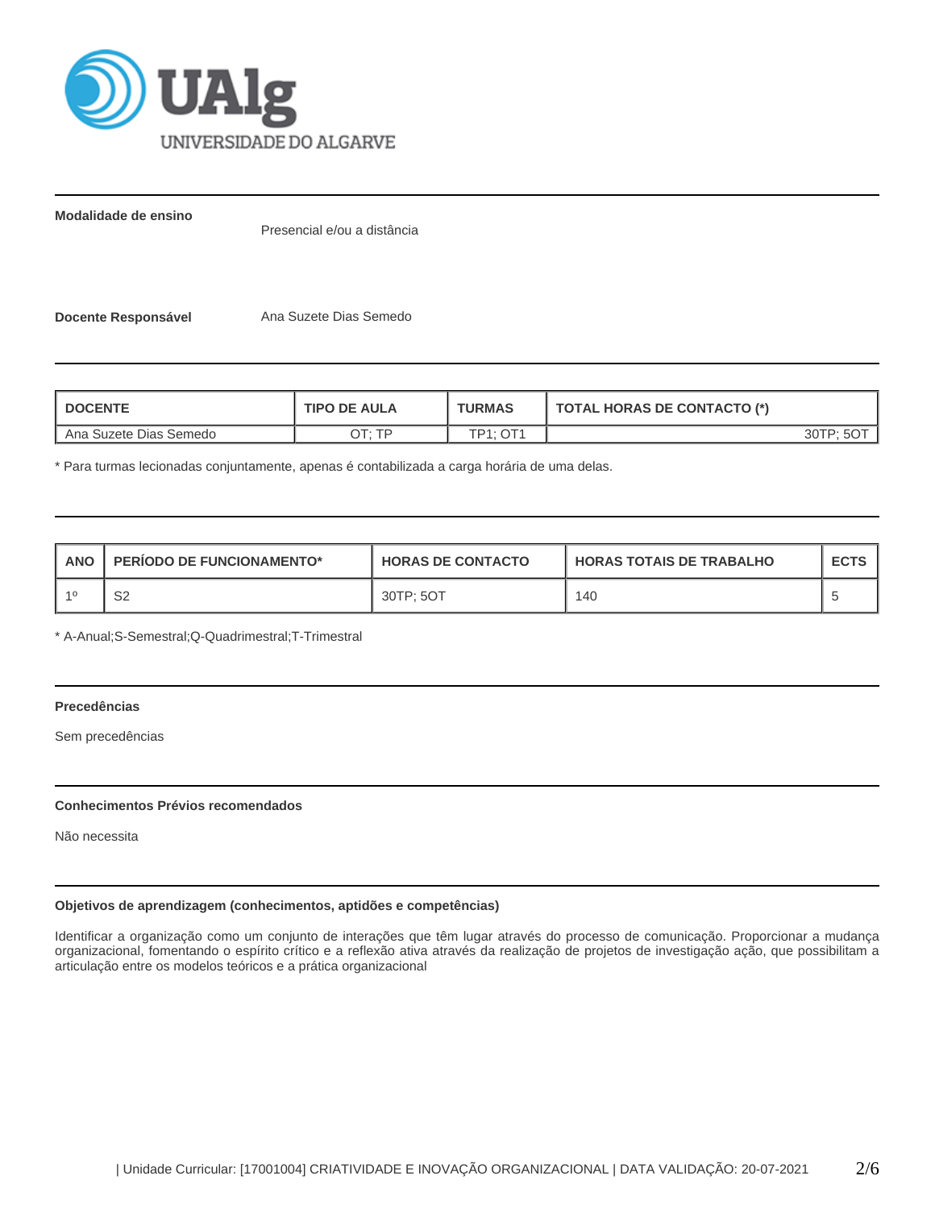**Modalidade de ensino**

Presencial e/ou a distância

**Docente Responsável** Ana Suzete Dias Semedo

| DOCENTE | TIPO DE AULA | TURMAS | TOTAL HORAS DE CONTACTO (*) |
|---|---|---|---|
| Ana Suzete Dias Semedo | OT; TP | TP1; OT1 | 30TP; 5OT |

* Para turmas lecionadas conjuntamente, apenas é contabilizada a carga horária de uma delas.

| ANO | PERÍODO DE FUNCIONAMENTO* | HORAS DE CONTACTO | HORAS TOTAIS DE TRABALHO | ECTS |
|---|---|---|---|---|
| 1º | S2 | 30TP; 5OT | 140 | 5 |

* A-Anual;S-Semestral;Q-Quadrimestral;T-Trimestral

**Precedências**

Sem precedências

**Conhecimentos Prévios recomendados**

Não necessita

**Objetivos de aprendizagem (conhecimentos, aptidões e competências)**

Identificar a organização como um conjunto de interações que têm lugar através do processo de comunicação. Proporcionar a mudança organizacional, fomentando o espírito crítico e a reflexão ativa através da realização de projetos de investigação ação, que possibilitam a articulação entre os modelos teóricos e a prática organizacional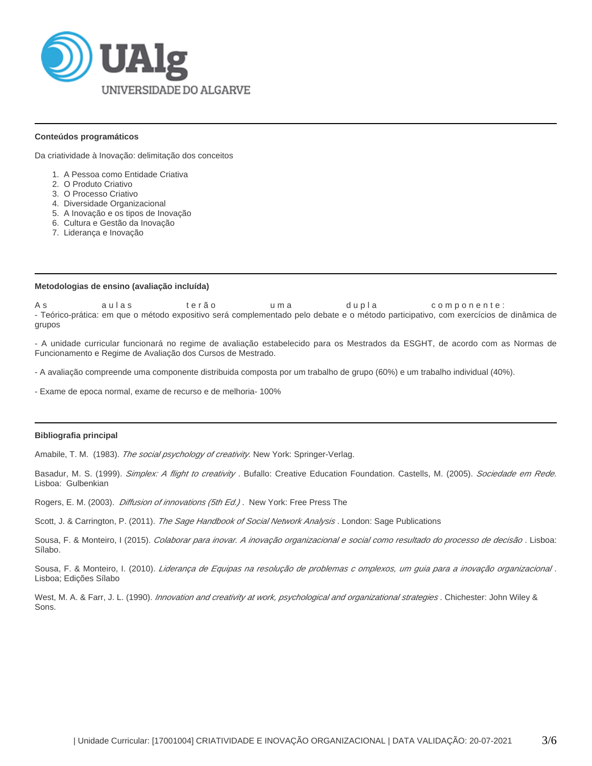### Conteúdos programáticos

Da criatividade à Inovação: delimitação dos conceitos

1. A Pessoa como Entidade Criativa
2. O Produto Criativo
3. O Processo Criativo
4. Diversidade Organizacional
5. A Inovação e os tipos de Inovação
6. Cultura e Gestão da Inovação
7. Liderança e Inovação

### Metodologias de ensino (avaliação incluída)

As aulas terão uma dupla componente:
- Teórico-prática: em que o método expositivo será complementado pelo debate e o método participativo, com exercícios de dinâmica de grupos

- A unidade curricular funcionará no regime de avaliação estabelecido para os Mestrados da ESGHT, de acordo com as Normas de Funcionamento e Regime de Avaliação dos Cursos de Mestrado.

- A avaliação compreende uma componente distribuida composta por um trabalho de grupo (60%) e um trabalho individual (40%).

- Exame de epoca normal, exame de recurso e de melhoria- 100%

### Bibliografia principal

Amabile, T. M. (1983). *The social psychology of creativity.* New York: Springer-Verlag.

Basadur, M. S. (1999). *Simplex: A flight to creativity* . Bufallo: Creative Education Foundation. Castells, M. (2005). *Sociedade em Rede.* Lisboa: Gulbenkian

Rogers, E. M. (2003). *Diffusion of innovations (5th Ed.)* . New York: Free Press The

Scott, J. & Carrington, P. (2011). *The Sage Handbook of Social Network Analysis* . London: Sage Publications

Sousa, F. & Monteiro, I (2015). *Colaborar para inovar. A inovação organizacional e social como resultado do processo de decisão* . Lisboa: Sílabo.

Sousa, F. & Monteiro, I. (2010). *Liderança de Equipas na resolução de problemas c omplexos, um guia para a inovação organizacional* . Lisboa; Edições Sílabo

West, M. A. & Farr, J. L. (1990). *Innovation and creativity at work, psychological and organizational strategies* . Chichester: John Wiley & Sons.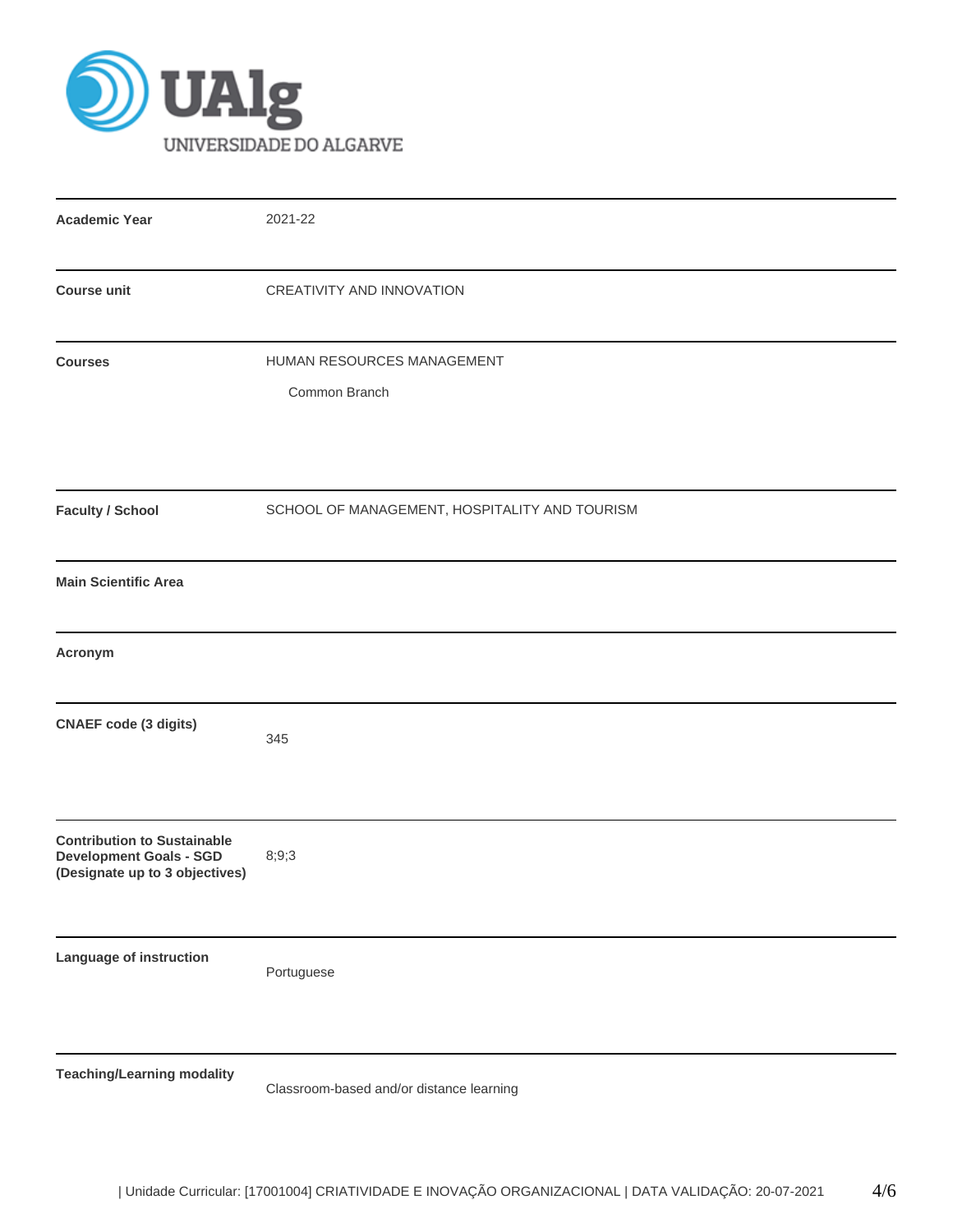UAlg UNIVERSIDADE DO ALGARVE

| | |
|---|---|
| **Academic Year** | 2021-22 |
| **Course unit** | CREATIVITY AND INNOVATION |
| **Courses** | HUMAN RESOURCES MANAGEMENT<br>Common Branch |
| **Faculty / School** | SCHOOL OF MANAGEMENT, HOSPITALITY AND TOURISM |
| **Main Scientific Area** | |
| **Acronym** | |
| **CNAEF code (3 digits)** | 345 |
| **Contribution to Sustainable Development Goals - SGD (Designate up to 3 objectives)** | 8;9;3 |
| **Language of instruction** | Portuguese |
| **Teaching/Learning modality** | Classroom-based and/or distance learning |

| Unidade Curricular: [17001004] CRIATIVIDADE E INOVAÇÃO ORGANIZACIONAL | DATA VALIDAÇÃO: 20-07-2021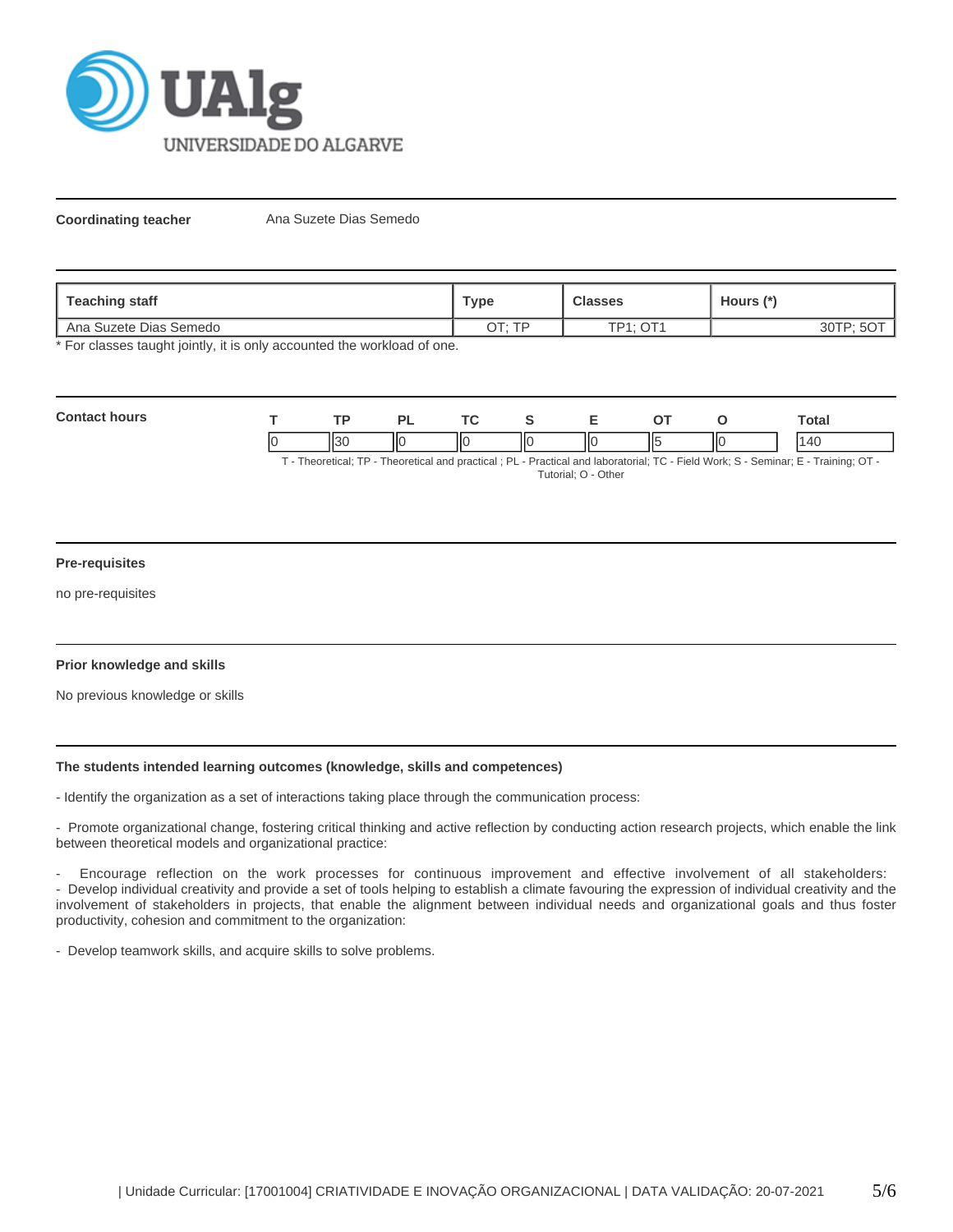**Coordinating teacher** Ana Suzete Dias Semedo

| Teaching staff | Type | Classes | Hours (*) |
|---|---|---|---|
| Ana Suzete Dias Semedo | OT; TP | TP1; OT1 | 30TP; 5OT |

* For classes taught jointly, it is only accounted the workload of one.

**Contact hours**

| T | TP | PL | TC | S | E | OT | O | Total |
|---|---|---|---|---|---|---|---|---|
| 0 | 30 | 0 | 0 | 0 | 0 | 5 | 0 | 140 |

T - Theoretical; TP - Theoretical and practical ; PL - Practical and laboratorial; TC - Field Work; S - Seminar; E - Training; OT - Tutorial; O - Other

**Pre-requisites**

no pre-requisites

**Prior knowledge and skills**

No previous knowledge or skills

**The students intended learning outcomes (knowledge, skills and competences)**

- Identify the organization as a set of interactions taking place through the communication process:

- Promote organizational change, fostering critical thinking and active reflection by conducting action research projects, which enable the link between theoretical models and organizational practice:

- Encourage reflection on the work processes for continuous improvement and effective involvement of all stakeholders:
- Develop individual creativity and provide a set of tools helping to establish a climate favouring the expression of individual creativity and the involvement of stakeholders in projects, that enable the alignment between individual needs and organizational goals and thus foster productivity, cohesion and commitment to the organization:

- Develop teamwork skills, and acquire skills to solve problems.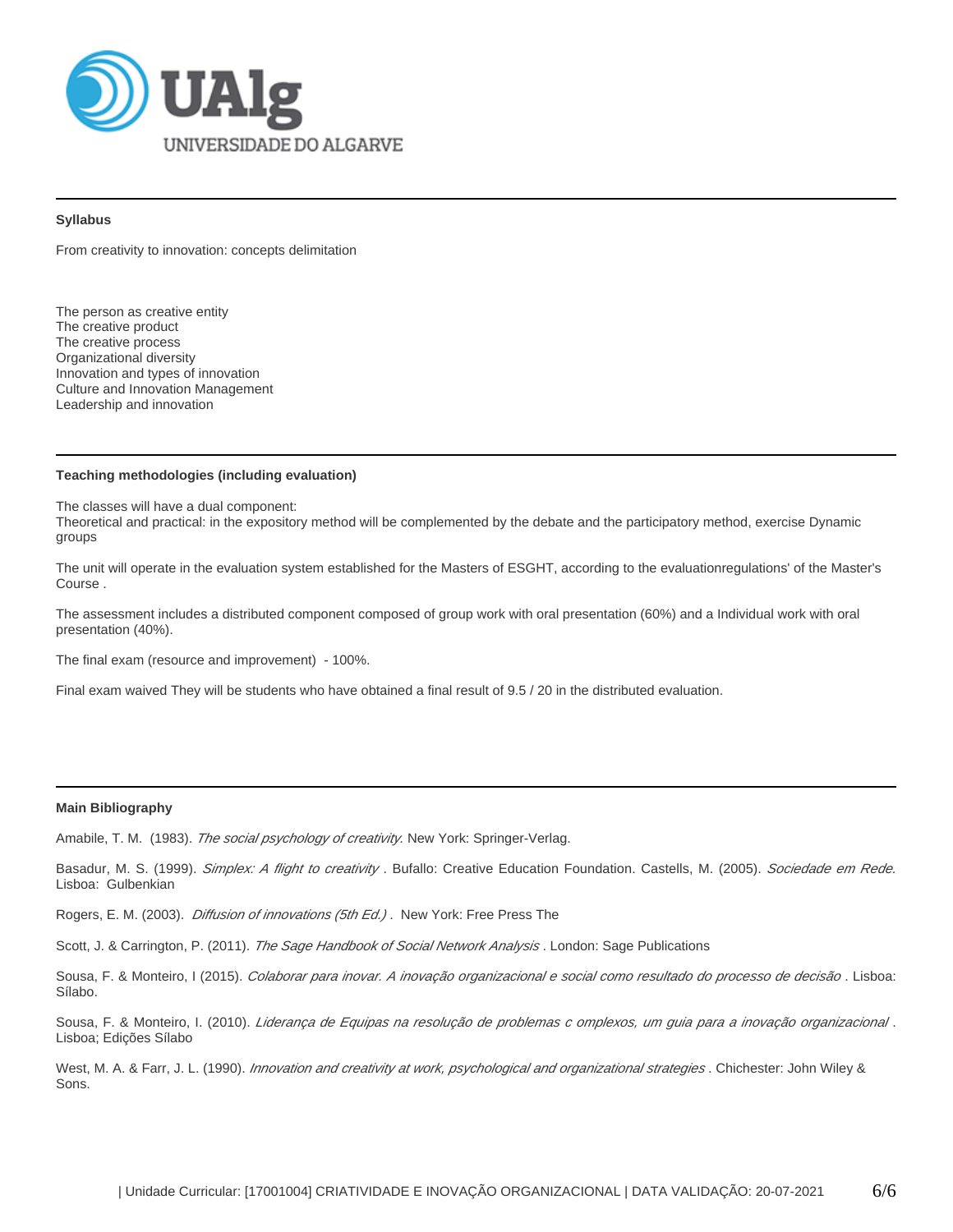### Syllabus

From creativity to innovation: concepts delimitation

The person as creative entity
The creative product
The creative process
Organizational diversity
Innovation and types of innovation
Culture and Innovation Management
Leadership and innovation

### Teaching methodologies (including evaluation)

The classes will have a dual component:
Theoretical and practical: in the expository method will be complemented by the debate and the participatory method, exercise Dynamic groups

The unit will operate in the evaluation system established for the Masters of ESGHT, according to the evaluationregulations' of the Master's Course .

The assessment includes a distributed component composed of group work with oral presentation (60%) and a Individual work with oral presentation (40%).

The final exam (resource and improvement) - 100%.

Final exam waived They will be students who have obtained a final result of 9.5 / 20 in the distributed evaluation.

### Main Bibliography

Amabile, T. M. (1983). *The social psychology of creativity.* New York: Springer-Verlag.

Basadur, M. S. (1999). *Simplex: A flight to creativity* . Bufallo: Creative Education Foundation. Castells, M. (2005). *Sociedade em Rede.* Lisboa: Gulbenkian

Rogers, E. M. (2003). *Diffusion of innovations (5th Ed.)* . New York: Free Press The

Scott, J. & Carrington, P. (2011). *The Sage Handbook of Social Network Analysis* . London: Sage Publications

Sousa, F. & Monteiro, I (2015). *Colaborar para inovar. A inovação organizacional e social como resultado do processo de decisão* . Lisboa: Sílabo.

Sousa, F. & Monteiro, I. (2010). *Liderança de Equipas na resolução de problemas c omplexos, um guia para a inovação organizacional* . Lisboa; Edições Sílabo

West, M. A. & Farr, J. L. (1990). *Innovation and creativity at work, psychological and organizational strategies* . Chichester: John Wiley & Sons.